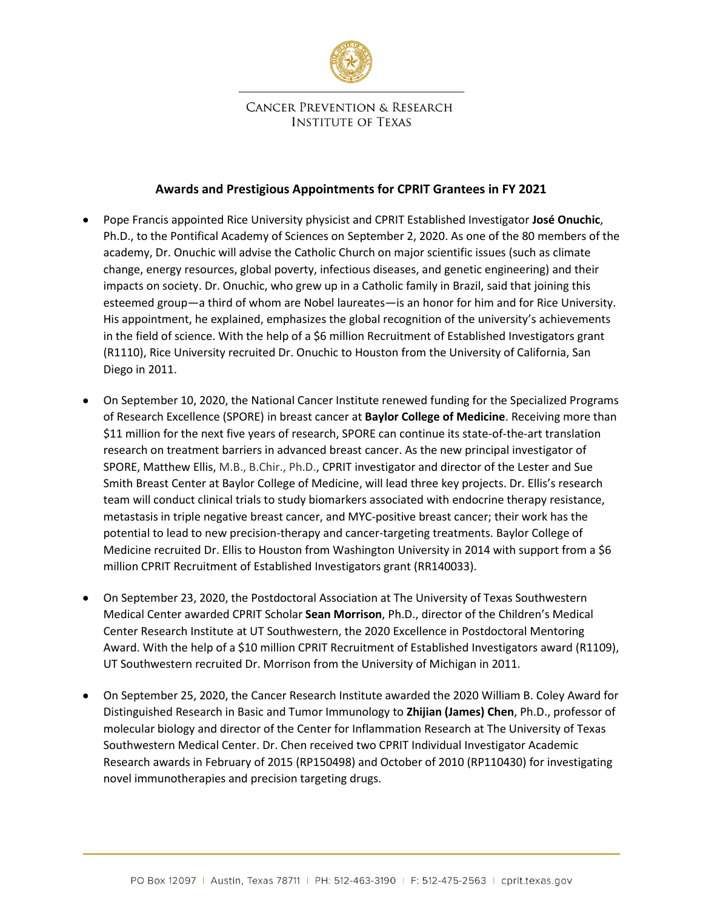CANCER PREVENTION & RESEARCH INSTITUTE OF TEXAS

## Awards and Prestigious Appointments for CPRIT Grantees in FY 2021

- Pope Francis appointed Rice University physicist and CPRIT Established Investigator **José Onuchic**, Ph.D., to the Pontifical Academy of Sciences on September 2, 2020. As one of the 80 members of the academy, Dr. Onuchic will advise the Catholic Church on major scientific issues (such as climate change, energy resources, global poverty, infectious diseases, and genetic engineering) and their impacts on society. Dr. Onuchic, who grew up in a Catholic family in Brazil, said that joining this esteemed group—a third of whom are Nobel laureates—is an honor for him and for Rice University. His appointment, he explained, emphasizes the global recognition of the university's achievements in the field of science. With the help of a $6 million Recruitment of Established Investigators grant (R1110), Rice University recruited Dr. Onuchic to Houston from the University of California, San Diego in 2011.

- On September 10, 2020, the National Cancer Institute renewed funding for the Specialized Programs of Research Excellence (SPORE) in breast cancer at **Baylor College of Medicine**. Receiving more than $11 million for the next five years of research, SPORE can continue its state-of-the-art translation research on treatment barriers in advanced breast cancer. As the new principal investigator of SPORE, Matthew Ellis, M.B., B.Chir., Ph.D., CPRIT investigator and director of the Lester and Sue Smith Breast Center at Baylor College of Medicine, will lead three key projects. Dr. Ellis's research team will conduct clinical trials to study biomarkers associated with endocrine therapy resistance, metastasis in triple negative breast cancer, and MYC-positive breast cancer; their work has the potential to lead to new precision-therapy and cancer-targeting treatments. Baylor College of Medicine recruited Dr. Ellis to Houston from Washington University in 2014 with support from a $6 million CPRIT Recruitment of Established Investigators grant (RR140033).

- On September 23, 2020, the Postdoctoral Association at The University of Texas Southwestern Medical Center awarded CPRIT Scholar **Sean Morrison**, Ph.D., director of the Children's Medical Center Research Institute at UT Southwestern, the 2020 Excellence in Postdoctoral Mentoring Award. With the help of a $10 million CPRIT Recruitment of Established Investigators award (R1109), UT Southwestern recruited Dr. Morrison from the University of Michigan in 2011.

- On September 25, 2020, the Cancer Research Institute awarded the 2020 William B. Coley Award for Distinguished Research in Basic and Tumor Immunology to **Zhijian (James) Chen**, Ph.D., professor of molecular biology and director of the Center for Inflammation Research at The University of Texas Southwestern Medical Center. Dr. Chen received two CPRIT Individual Investigator Academic Research awards in February of 2015 (RP150498) and October of 2010 (RP110430) for investigating novel immunotherapies and precision targeting drugs.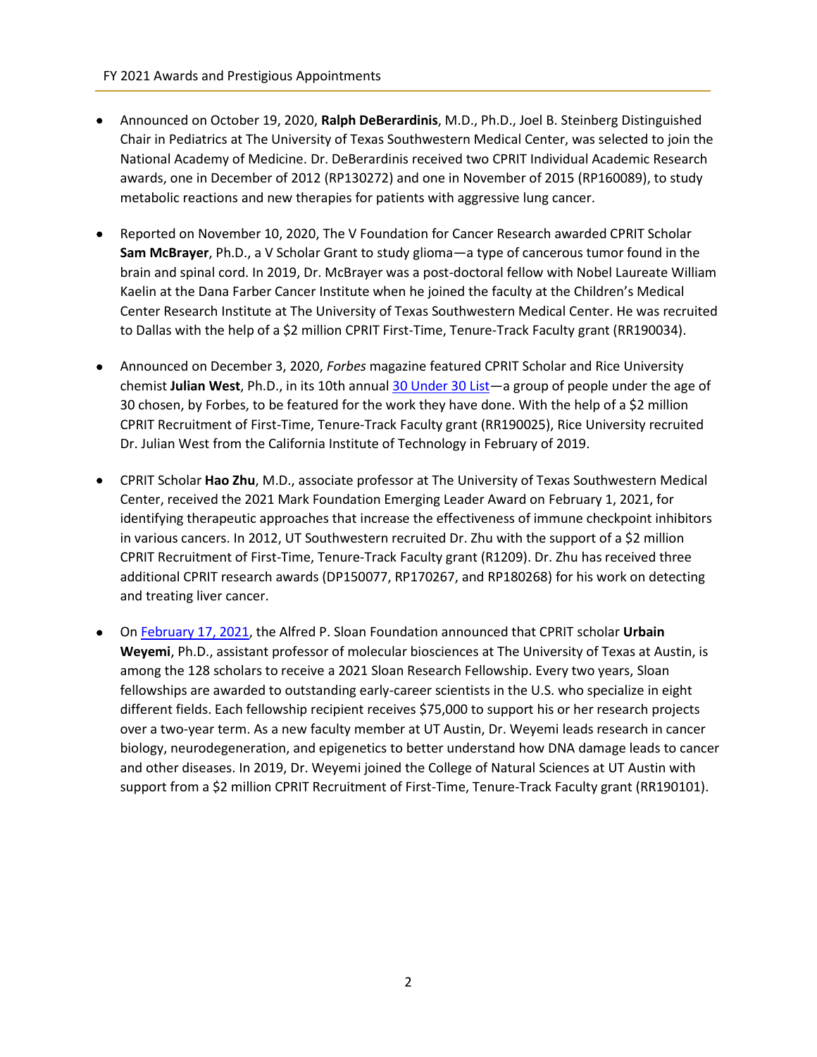- Announced on October 19, 2020, **Ralph DeBerardinis**, M.D., Ph.D., Joel B. Steinberg Distinguished Chair in Pediatrics at The University of Texas Southwestern Medical Center, was selected to join the National Academy of Medicine. Dr. DeBerardinis received two CPRIT Individual Academic Research awards, one in December of 2012 (RP130272) and one in November of 2015 (RP160089), to study metabolic reactions and new therapies for patients with aggressive lung cancer.

- Reported on November 10, 2020, The V Foundation for Cancer Research awarded CPRIT Scholar **Sam McBrayer**, Ph.D., a V Scholar Grant to study glioma—a type of cancerous tumor found in the brain and spinal cord. In 2019, Dr. McBrayer was a post-doctoral fellow with Nobel Laureate William Kaelin at the Dana Farber Cancer Institute when he joined the faculty at the Children's Medical Center Research Institute at The University of Texas Southwestern Medical Center. He was recruited to Dallas with the help of a $2 million CPRIT First-Time, Tenure-Track Faculty grant (RR190034).

- Announced on December 3, 2020, *Forbes* magazine featured CPRIT Scholar and Rice University chemist **Julian West**, Ph.D., in its 10th annual 30 Under 30 List—a group of people under the age of 30 chosen, by Forbes, to be featured for the work they have done. With the help of a $2 million CPRIT Recruitment of First-Time, Tenure-Track Faculty grant (RR190025), Rice University recruited Dr. Julian West from the California Institute of Technology in February of 2019.

- CPRIT Scholar **Hao Zhu**, M.D., associate professor at The University of Texas Southwestern Medical Center, received the 2021 Mark Foundation Emerging Leader Award on February 1, 2021, for identifying therapeutic approaches that increase the effectiveness of immune checkpoint inhibitors in various cancers. In 2012, UT Southwestern recruited Dr. Zhu with the support of a $2 million CPRIT Recruitment of First-Time, Tenure-Track Faculty grant (R1209). Dr. Zhu has received three additional CPRIT research awards (DP150077, RP170267, and RP180268) for his work on detecting and treating liver cancer.

- On February 17, 2021, the Alfred P. Sloan Foundation announced that CPRIT scholar **Urbain Weyemi**, Ph.D., assistant professor of molecular biosciences at The University of Texas at Austin, is among the 128 scholars to receive a 2021 Sloan Research Fellowship. Every two years, Sloan fellowships are awarded to outstanding early-career scientists in the U.S. who specialize in eight different fields. Each fellowship recipient receives $75,000 to support his or her research projects over a two-year term. As a new faculty member at UT Austin, Dr. Weyemi leads research in cancer biology, neurodegeneration, and epigenetics to better understand how DNA damage leads to cancer and other diseases. In 2019, Dr. Weyemi joined the College of Natural Sciences at UT Austin with support from a $2 million CPRIT Recruitment of First-Time, Tenure-Track Faculty grant (RR190101).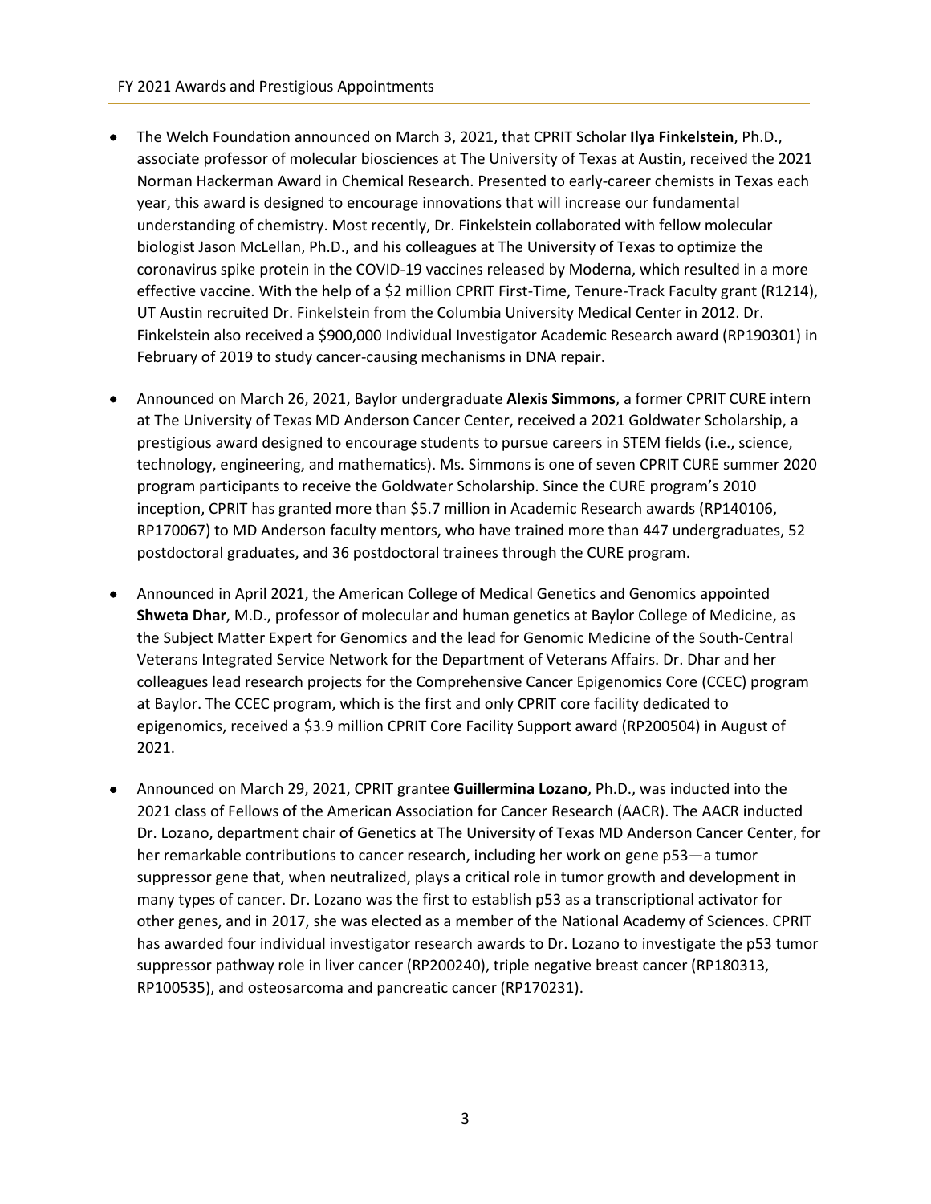- The Welch Foundation announced on March 3, 2021, that CPRIT Scholar **Ilya Finkelstein**, Ph.D., associate professor of molecular biosciences at The University of Texas at Austin, received the 2021 Norman Hackerman Award in Chemical Research. Presented to early-career chemists in Texas each year, this award is designed to encourage innovations that will increase our fundamental understanding of chemistry. Most recently, Dr. Finkelstein collaborated with fellow molecular biologist Jason McLellan, Ph.D., and his colleagues at The University of Texas to optimize the coronavirus spike protein in the COVID-19 vaccines released by Moderna, which resulted in a more effective vaccine. With the help of a $2 million CPRIT First-Time, Tenure-Track Faculty grant (R1214), UT Austin recruited Dr. Finkelstein from the Columbia University Medical Center in 2012. Dr. Finkelstein also received a $900,000 Individual Investigator Academic Research award (RP190301) in February of 2019 to study cancer-causing mechanisms in DNA repair.

- Announced on March 26, 2021, Baylor undergraduate **Alexis Simmons**, a former CPRIT CURE intern at The University of Texas MD Anderson Cancer Center, received a 2021 Goldwater Scholarship, a prestigious award designed to encourage students to pursue careers in STEM fields (i.e., science, technology, engineering, and mathematics). Ms. Simmons is one of seven CPRIT CURE summer 2020 program participants to receive the Goldwater Scholarship. Since the CURE program's 2010 inception, CPRIT has granted more than $5.7 million in Academic Research awards (RP140106, RP170067) to MD Anderson faculty mentors, who have trained more than 447 undergraduates, 52 postdoctoral graduates, and 36 postdoctoral trainees through the CURE program.

- Announced in April 2021, the American College of Medical Genetics and Genomics appointed **Shweta Dhar**, M.D., professor of molecular and human genetics at Baylor College of Medicine, as the Subject Matter Expert for Genomics and the lead for Genomic Medicine of the South-Central Veterans Integrated Service Network for the Department of Veterans Affairs. Dr. Dhar and her colleagues lead research projects for the Comprehensive Cancer Epigenomics Core (CCEC) program at Baylor. The CCEC program, which is the first and only CPRIT core facility dedicated to epigenomics, received a $3.9 million CPRIT Core Facility Support award (RP200504) in August of 2021.

- Announced on March 29, 2021, CPRIT grantee **Guillermina Lozano**, Ph.D., was inducted into the 2021 class of Fellows of the American Association for Cancer Research (AACR). The AACR inducted Dr. Lozano, department chair of Genetics at The University of Texas MD Anderson Cancer Center, for her remarkable contributions to cancer research, including her work on gene p53—a tumor suppressor gene that, when neutralized, plays a critical role in tumor growth and development in many types of cancer. Dr. Lozano was the first to establish p53 as a transcriptional activator for other genes, and in 2017, she was elected as a member of the National Academy of Sciences. CPRIT has awarded four individual investigator research awards to Dr. Lozano to investigate the p53 tumor suppressor pathway role in liver cancer (RP200240), triple negative breast cancer (RP180313, RP100535), and osteosarcoma and pancreatic cancer (RP170231).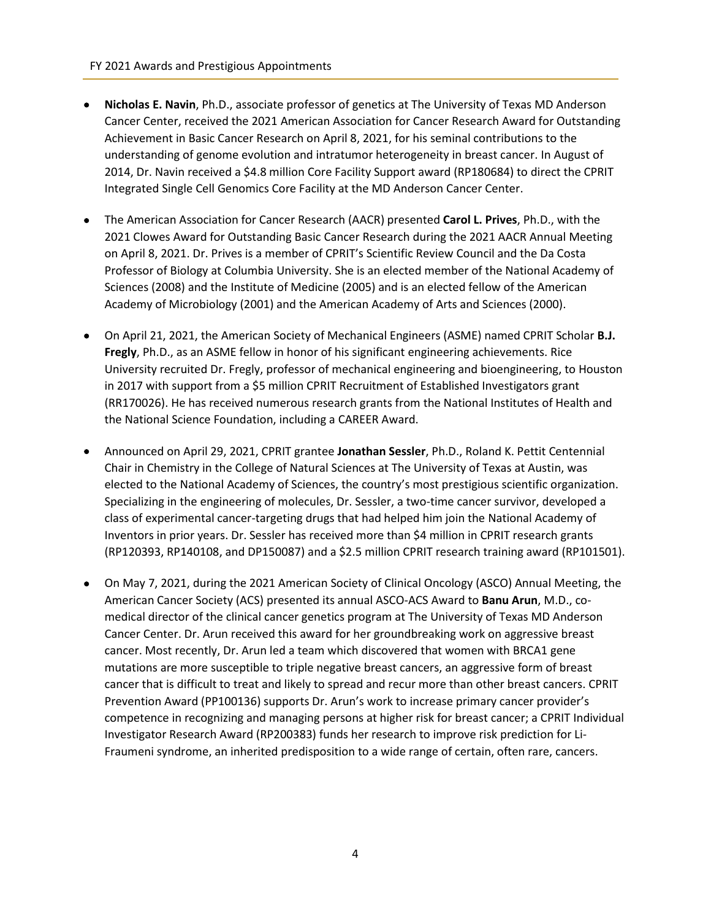- **Nicholas E. Navin**, Ph.D., associate professor of genetics at The University of Texas MD Anderson Cancer Center, received the 2021 American Association for Cancer Research Award for Outstanding Achievement in Basic Cancer Research on April 8, 2021, for his seminal contributions to the understanding of genome evolution and intratumor heterogeneity in breast cancer. In August of 2014, Dr. Navin received a $4.8 million Core Facility Support award (RP180684) to direct the CPRIT Integrated Single Cell Genomics Core Facility at the MD Anderson Cancer Center.

- The American Association for Cancer Research (AACR) presented **Carol L. Prives**, Ph.D., with the 2021 Clowes Award for Outstanding Basic Cancer Research during the 2021 AACR Annual Meeting on April 8, 2021. Dr. Prives is a member of CPRIT's Scientific Review Council and the Da Costa Professor of Biology at Columbia University. She is an elected member of the National Academy of Sciences (2008) and the Institute of Medicine (2005) and is an elected fellow of the American Academy of Microbiology (2001) and the American Academy of Arts and Sciences (2000).

- On April 21, 2021, the American Society of Mechanical Engineers (ASME) named CPRIT Scholar **B.J. Fregly**, Ph.D., as an ASME fellow in honor of his significant engineering achievements. Rice University recruited Dr. Fregly, professor of mechanical engineering and bioengineering, to Houston in 2017 with support from a $5 million CPRIT Recruitment of Established Investigators grant (RR170026). He has received numerous research grants from the National Institutes of Health and the National Science Foundation, including a CAREER Award.

- Announced on April 29, 2021, CPRIT grantee **Jonathan Sessler**, Ph.D., Roland K. Pettit Centennial Chair in Chemistry in the College of Natural Sciences at The University of Texas at Austin, was elected to the National Academy of Sciences, the country's most prestigious scientific organization. Specializing in the engineering of molecules, Dr. Sessler, a two-time cancer survivor, developed a class of experimental cancer-targeting drugs that had helped him join the National Academy of Inventors in prior years. Dr. Sessler has received more than $4 million in CPRIT research grants (RP120393, RP140108, and DP150087) and a $2.5 million CPRIT research training award (RP101501).

- On May 7, 2021, during the 2021 American Society of Clinical Oncology (ASCO) Annual Meeting, the American Cancer Society (ACS) presented its annual ASCO-ACS Award to **Banu Arun**, M.D., co-medical director of the clinical cancer genetics program at The University of Texas MD Anderson Cancer Center. Dr. Arun received this award for her groundbreaking work on aggressive breast cancer. Most recently, Dr. Arun led a team which discovered that women with BRCA1 gene mutations are more susceptible to triple negative breast cancers, an aggressive form of breast cancer that is difficult to treat and likely to spread and recur more than other breast cancers. CPRIT Prevention Award (PP100136) supports Dr. Arun's work to increase primary cancer provider's competence in recognizing and managing persons at higher risk for breast cancer; a CPRIT Individual Investigator Research Award (RP200383) funds her research to improve risk prediction for Li-Fraumeni syndrome, an inherited predisposition to a wide range of certain, often rare, cancers.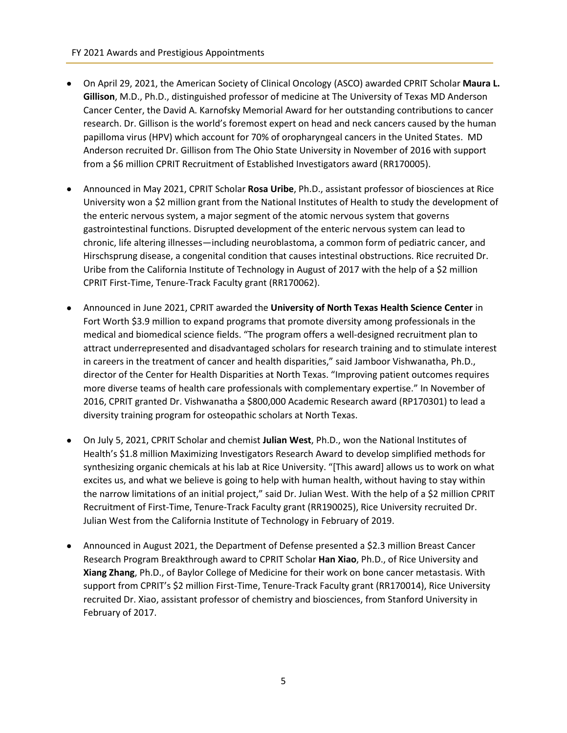- On April 29, 2021, the American Society of Clinical Oncology (ASCO) awarded CPRIT Scholar **Maura L. Gillison**, M.D., Ph.D., distinguished professor of medicine at The University of Texas MD Anderson Cancer Center, the David A. Karnofsky Memorial Award for her outstanding contributions to cancer research. Dr. Gillison is the world's foremost expert on head and neck cancers caused by the human papilloma virus (HPV) which account for 70% of oropharyngeal cancers in the United States. MD Anderson recruited Dr. Gillison from The Ohio State University in November of 2016 with support from a $6 million CPRIT Recruitment of Established Investigators award (RR170005).

- Announced in May 2021, CPRIT Scholar **Rosa Uribe**, Ph.D., assistant professor of biosciences at Rice University won a $2 million grant from the National Institutes of Health to study the development of the enteric nervous system, a major segment of the atomic nervous system that governs gastrointestinal functions. Disrupted development of the enteric nervous system can lead to chronic, life altering illnesses—including neuroblastoma, a common form of pediatric cancer, and Hirschsprung disease, a congenital condition that causes intestinal obstructions. Rice recruited Dr. Uribe from the California Institute of Technology in August of 2017 with the help of a $2 million CPRIT First-Time, Tenure-Track Faculty grant (RR170062).

- Announced in June 2021, CPRIT awarded the **University of North Texas Health Science Center** in Fort Worth $3.9 million to expand programs that promote diversity among professionals in the medical and biomedical science fields. "The program offers a well-designed recruitment plan to attract underrepresented and disadvantaged scholars for research training and to stimulate interest in careers in the treatment of cancer and health disparities," said Jamboor Vishwanatha, Ph.D., director of the Center for Health Disparities at North Texas. "Improving patient outcomes requires more diverse teams of health care professionals with complementary expertise." In November of 2016, CPRIT granted Dr. Vishwanatha a $800,000 Academic Research award (RP170301) to lead a diversity training program for osteopathic scholars at North Texas.

- On July 5, 2021, CPRIT Scholar and chemist **Julian West**, Ph.D., won the National Institutes of Health's $1.8 million Maximizing Investigators Research Award to develop simplified methods for synthesizing organic chemicals at his lab at Rice University. "[This award] allows us to work on what excites us, and what we believe is going to help with human health, without having to stay within the narrow limitations of an initial project," said Dr. Julian West. With the help of a $2 million CPRIT Recruitment of First-Time, Tenure-Track Faculty grant (RR190025), Rice University recruited Dr. Julian West from the California Institute of Technology in February of 2019.

- Announced in August 2021, the Department of Defense presented a $2.3 million Breast Cancer Research Program Breakthrough award to CPRIT Scholar **Han Xiao**, Ph.D., of Rice University and **Xiang Zhang**, Ph.D., of Baylor College of Medicine for their work on bone cancer metastasis. With support from CPRIT's $2 million First-Time, Tenure-Track Faculty grant (RR170014), Rice University recruited Dr. Xiao, assistant professor of chemistry and biosciences, from Stanford University in February of 2017.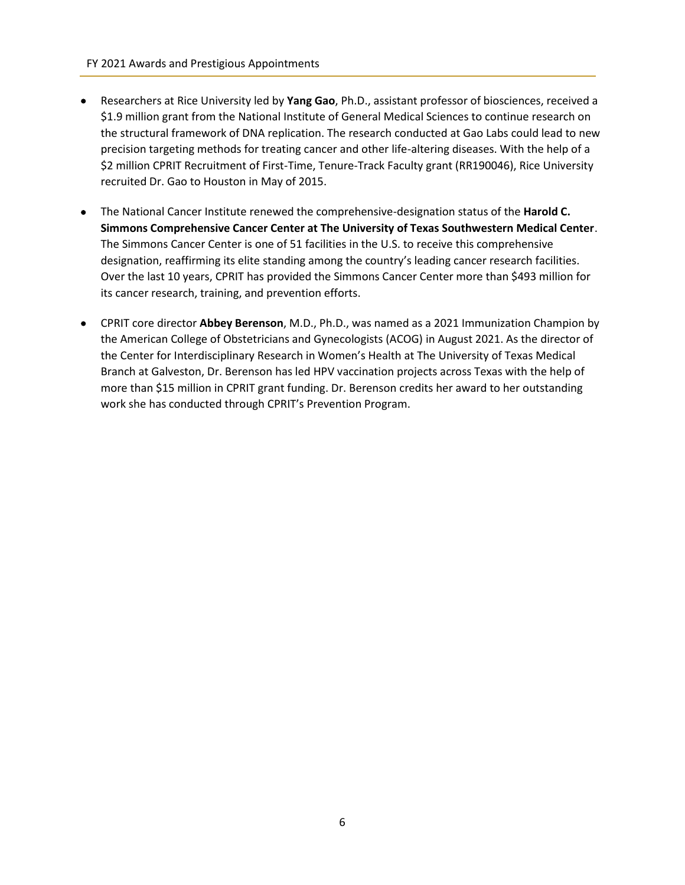- Researchers at Rice University led by **Yang Gao**, Ph.D., assistant professor of biosciences, received a $1.9 million grant from the National Institute of General Medical Sciences to continue research on the structural framework of DNA replication. The research conducted at Gao Labs could lead to new precision targeting methods for treating cancer and other life-altering diseases. With the help of a $2 million CPRIT Recruitment of First-Time, Tenure-Track Faculty grant (RR190046), Rice University recruited Dr. Gao to Houston in May of 2015.

- The National Cancer Institute renewed the comprehensive-designation status of the **Harold C. Simmons Comprehensive Cancer Center at The University of Texas Southwestern Medical Center**. The Simmons Cancer Center is one of 51 facilities in the U.S. to receive this comprehensive designation, reaffirming its elite standing among the country's leading cancer research facilities. Over the last 10 years, CPRIT has provided the Simmons Cancer Center more than $493 million for its cancer research, training, and prevention efforts.

- CPRIT core director **Abbey Berenson**, M.D., Ph.D., was named as a 2021 Immunization Champion by the American College of Obstetricians and Gynecologists (ACOG) in August 2021. As the director of the Center for Interdisciplinary Research in Women's Health at The University of Texas Medical Branch at Galveston, Dr. Berenson has led HPV vaccination projects across Texas with the help of more than $15 million in CPRIT grant funding. Dr. Berenson credits her award to her outstanding work she has conducted through CPRIT's Prevention Program.